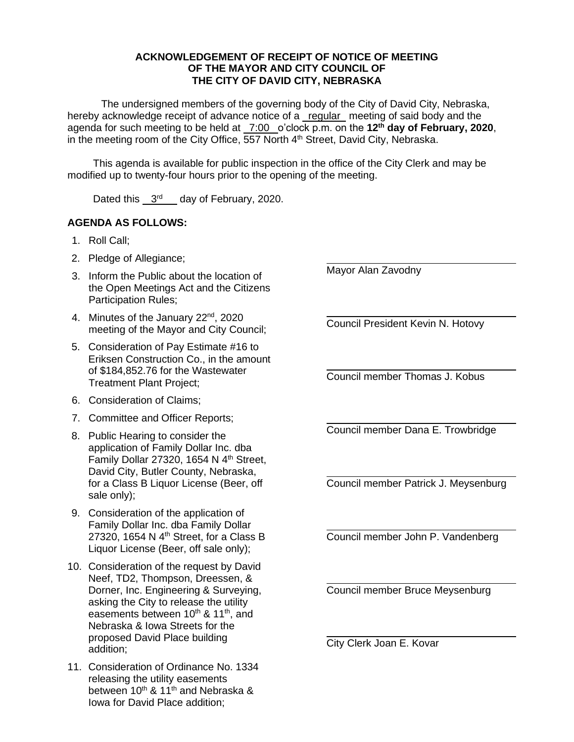**ACKNOWLEDGEMENT OF RECEIPT OF NOTICE OF MEETING OF THE MAYOR AND CITY COUNCIL OF THE CITY OF DAVID CITY, NEBRASKA**

The undersigned members of the governing body of the City of David City, Nebraska, hereby acknowledge receipt of advance notice of a regular meeting of said body and the agenda for such meeting to be held at 7:00 o'clock p.m. on the **12th day of February, 2020**, in the meeting room of the City Office, 557 North 4th Street, David City, Nebraska.

This agenda is available for public inspection in the office of the City Clerk and may be modified up to twenty-four hours prior to the opening of the meeting.

Dated this 3rd day of February, 2020.

**AGENDA AS FOLLOWS:**

1. Roll Call;
2. Pledge of Allegiance;
3. Inform the Public about the location of the Open Meetings Act and the Citizens Participation Rules;
4. Minutes of the January 22nd, 2020 meeting of the Mayor and City Council;
5. Consideration of Pay Estimate #16 to Eriksen Construction Co., in the amount of $184,852.76 for the Wastewater Treatment Plant Project;
6. Consideration of Claims;
7. Committee and Officer Reports;
8. Public Hearing to consider the application of Family Dollar Inc. dba Family Dollar 27320, 1654 N 4th Street, David City, Butler County, Nebraska, for a Class B Liquor License (Beer, off sale only);
9. Consideration of the application of Family Dollar Inc. dba Family Dollar 27320, 1654 N 4th Street, for a Class B Liquor License (Beer, off sale only);
10. Consideration of the request by David Neef, TD2, Thompson, Dreessen, & Dorner, Inc. Engineering & Surveying, asking the City to release the utility easements between 10th & 11th, and Nebraska & Iowa Streets for the proposed David Place building addition;
11. Consideration of Ordinance No. 1334 releasing the utility easements between 10th & 11th and Nebraska & Iowa for David Place addition;

\_\_\_\_\_\_\_\_\_\_\_\_\_\_\_\_\_\_\_\_\_\_\_\_\_\_\_\_\_\_
Mayor Alan Zavodny

\_\_\_\_\_\_\_\_\_\_\_\_\_\_\_\_\_\_\_\_\_\_\_\_\_\_\_\_\_\_
Council President Kevin N. Hotovy

\_\_\_\_\_\_\_\_\_\_\_\_\_\_\_\_\_\_\_\_\_\_\_\_\_\_\_\_\_\_
Council member Thomas J. Kobus

\_\_\_\_\_\_\_\_\_\_\_\_\_\_\_\_\_\_\_\_\_\_\_\_\_\_\_\_\_\_
Council member Dana E. Trowbridge

\_\_\_\_\_\_\_\_\_\_\_\_\_\_\_\_\_\_\_\_\_\_\_\_\_\_\_\_\_\_
Council member Patrick J. Meysenburg

\_\_\_\_\_\_\_\_\_\_\_\_\_\_\_\_\_\_\_\_\_\_\_\_\_\_\_\_\_\_
Council member John P. Vandenberg

\_\_\_\_\_\_\_\_\_\_\_\_\_\_\_\_\_\_\_\_\_\_\_\_\_\_\_\_\_\_
Council member Bruce Meysenburg

\_\_\_\_\_\_\_\_\_\_\_\_\_\_\_\_\_\_\_\_\_\_\_\_\_\_\_\_\_\_
City Clerk Joan E. Kovar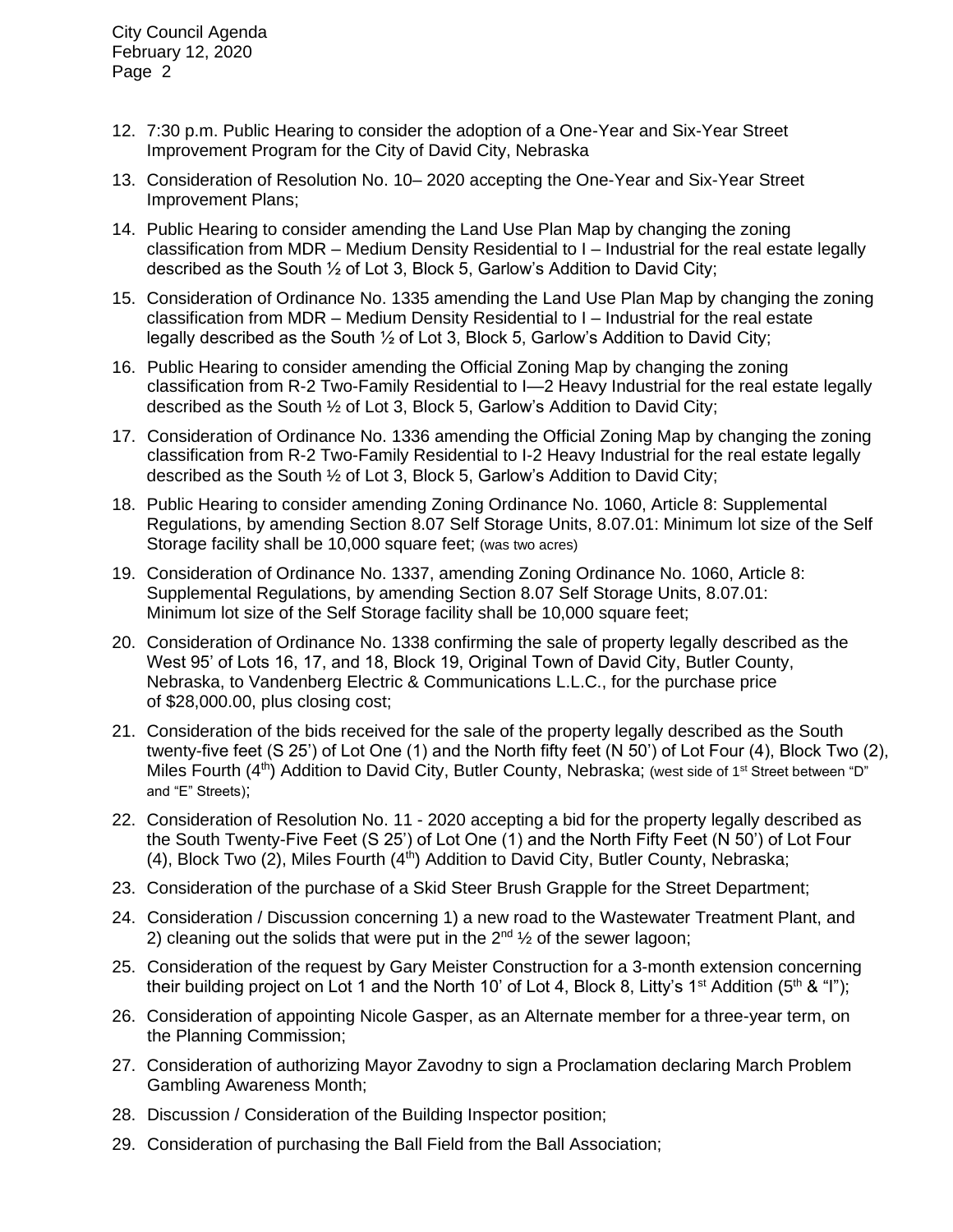12. 7:30 p.m. Public Hearing to consider the adoption of a One-Year and Six-Year Street Improvement Program for the City of David City, Nebraska

13. Consideration of Resolution No. 10– 2020 accepting the One-Year and Six-Year Street Improvement Plans;

14. Public Hearing to consider amending the Land Use Plan Map by changing the zoning classification from MDR – Medium Density Residential to I – Industrial for the real estate legally described as the South ½ of Lot 3, Block 5, Garlow's Addition to David City;

15. Consideration of Ordinance No. 1335 amending the Land Use Plan Map by changing the zoning classification from MDR – Medium Density Residential to I – Industrial for the real estate legally described as the South ½ of Lot 3, Block 5, Garlow's Addition to David City;

16. Public Hearing to consider amending the Official Zoning Map by changing the zoning classification from R-2 Two-Family Residential to I—2 Heavy Industrial for the real estate legally described as the South ½ of Lot 3, Block 5, Garlow's Addition to David City;

17. Consideration of Ordinance No. 1336 amending the Official Zoning Map by changing the zoning classification from R-2 Two-Family Residential to I-2 Heavy Industrial for the real estate legally described as the South ½ of Lot 3, Block 5, Garlow's Addition to David City;

18. Public Hearing to consider amending Zoning Ordinance No. 1060, Article 8: Supplemental Regulations, by amending Section 8.07 Self Storage Units, 8.07.01: Minimum lot size of the Self Storage facility shall be 10,000 square feet; (was two acres)

19. Consideration of Ordinance No. 1337, amending Zoning Ordinance No. 1060, Article 8: Supplemental Regulations, by amending Section 8.07 Self Storage Units, 8.07.01: Minimum lot size of the Self Storage facility shall be 10,000 square feet;

20. Consideration of Ordinance No. 1338 confirming the sale of property legally described as the West 95' of Lots 16, 17, and 18, Block 19, Original Town of David City, Butler County, Nebraska, to Vandenberg Electric & Communications L.L.C., for the purchase price of $28,000.00, plus closing cost;

21. Consideration of the bids received for the sale of the property legally described as the South twenty-five feet (S 25') of Lot One (1) and the North fifty feet (N 50') of Lot Four (4), Block Two (2), Miles Fourth (4th) Addition to David City, Butler County, Nebraska; (west side of 1st Street between "D" and "E" Streets);

22. Consideration of Resolution No. 11 - 2020 accepting a bid for the property legally described as the South Twenty-Five Feet (S 25') of Lot One (1) and the North Fifty Feet (N 50') of Lot Four (4), Block Two (2), Miles Fourth (4th) Addition to David City, Butler County, Nebraska;

23. Consideration of the purchase of a Skid Steer Brush Grapple for the Street Department;

24. Consideration / Discussion concerning 1) a new road to the Wastewater Treatment Plant, and 2) cleaning out the solids that were put in the 2nd ½ of the sewer lagoon;

25. Consideration of the request by Gary Meister Construction for a 3-month extension concerning their building project on Lot 1 and the North 10' of Lot 4, Block 8, Litty's 1st Addition (5th & "I");

26. Consideration of appointing Nicole Gasper, as an Alternate member for a three-year term, on the Planning Commission;

27. Consideration of authorizing Mayor Zavodny to sign a Proclamation declaring March Problem Gambling Awareness Month;

28. Discussion / Consideration of the Building Inspector position;

29. Consideration of purchasing the Ball Field from the Ball Association;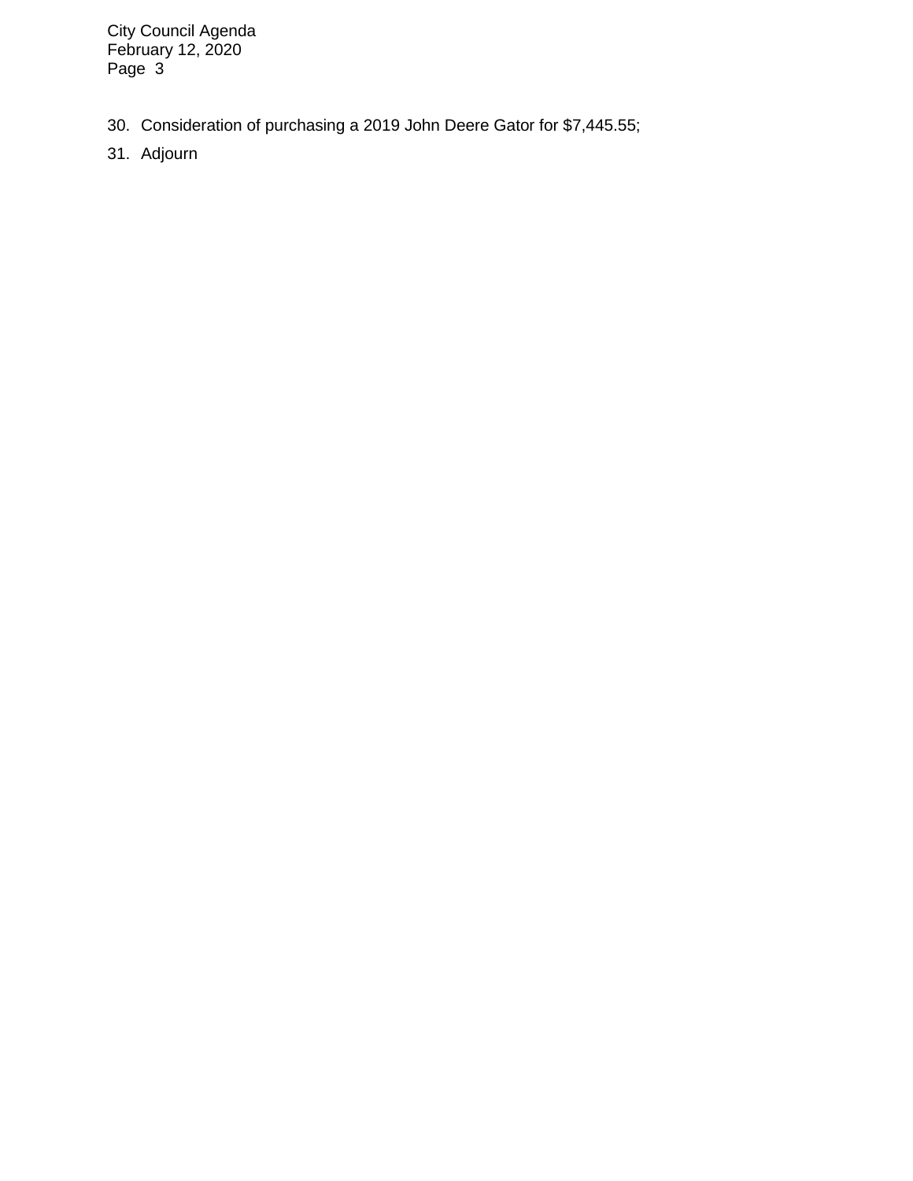30. Consideration of purchasing a 2019 John Deere Gator for $7,445.55;
31. Adjourn